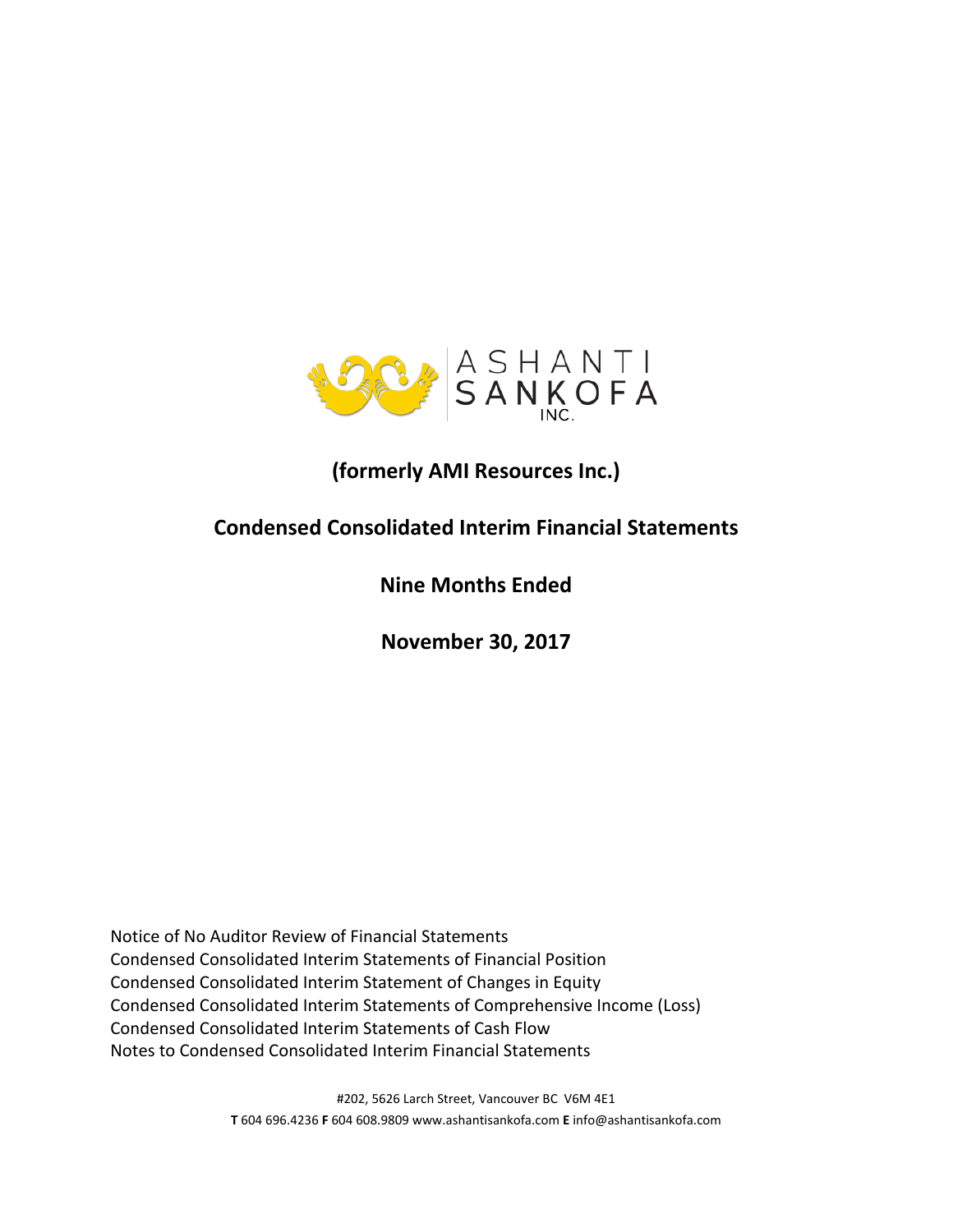ASHANTI SANKOFA INC.

## (formerly AMI Resources Inc.)

# Condensed Consolidated Interim Financial Statements

## Nine Months Ended

## November 30, 2017

Notice of No Auditor Review of Financial Statements
Condensed Consolidated Interim Statements of Financial Position
Condensed Consolidated Interim Statement of Changes in Equity
Condensed Consolidated Interim Statements of Comprehensive Income (Loss)
Condensed Consolidated Interim Statements of Cash Flow
Notes to Condensed Consolidated Interim Financial Statements

#202, 5626 Larch Street, Vancouver BC V6M 4E1
**T** 604 696.4236 **F** 604 608.9809 www.ashantisankofa.com **E** info@ashantisankofa.com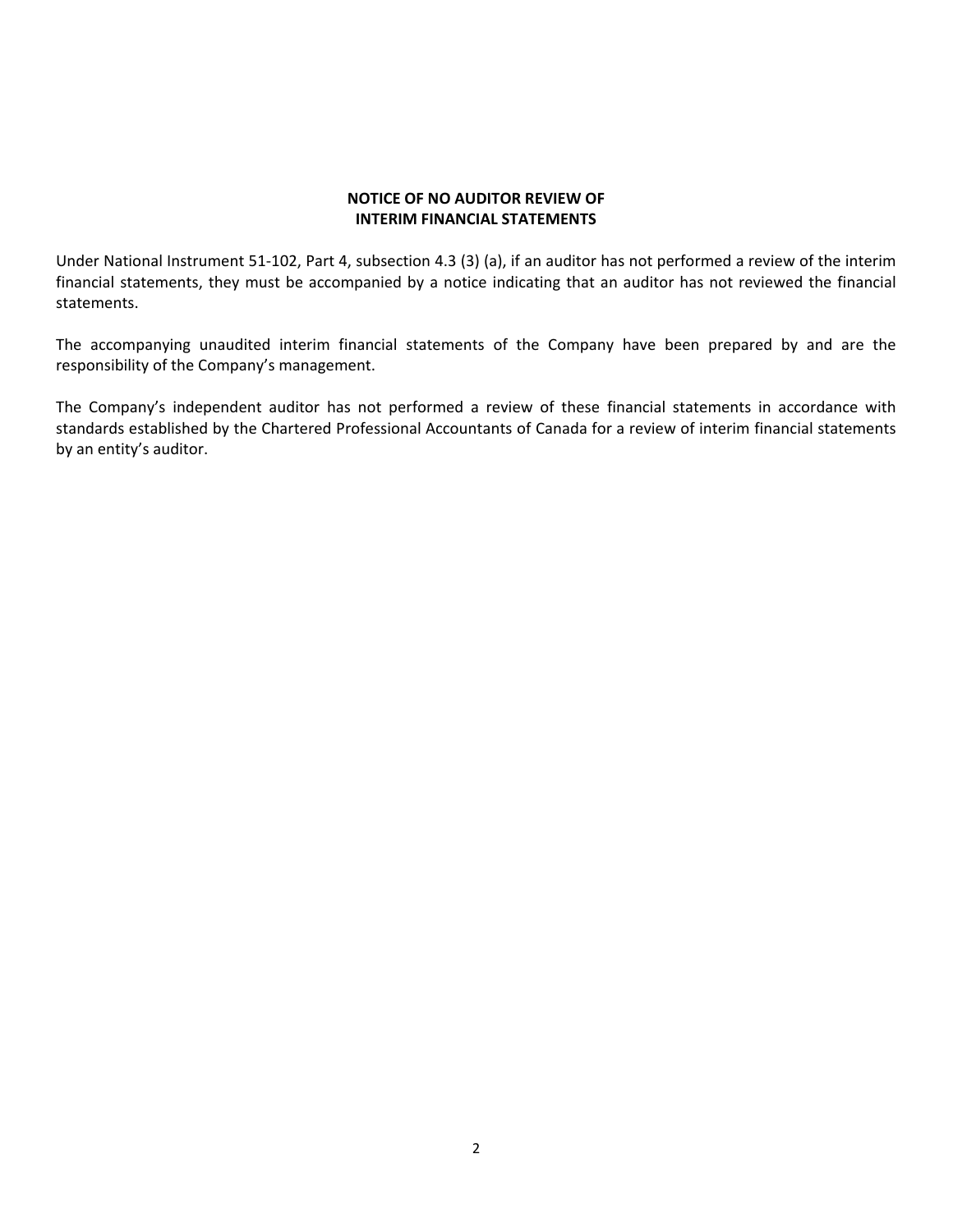## NOTICE OF NO AUDITOR REVIEW OF INTERIM FINANCIAL STATEMENTS

Under National Instrument 51-102, Part 4, subsection 4.3 (3) (a), if an auditor has not performed a review of the interim financial statements, they must be accompanied by a notice indicating that an auditor has not reviewed the financial statements.

The accompanying unaudited interim financial statements of the Company have been prepared by and are the responsibility of the Company's management.

The Company's independent auditor has not performed a review of these financial statements in accordance with standards established by the Chartered Professional Accountants of Canada for a review of interim financial statements by an entity's auditor.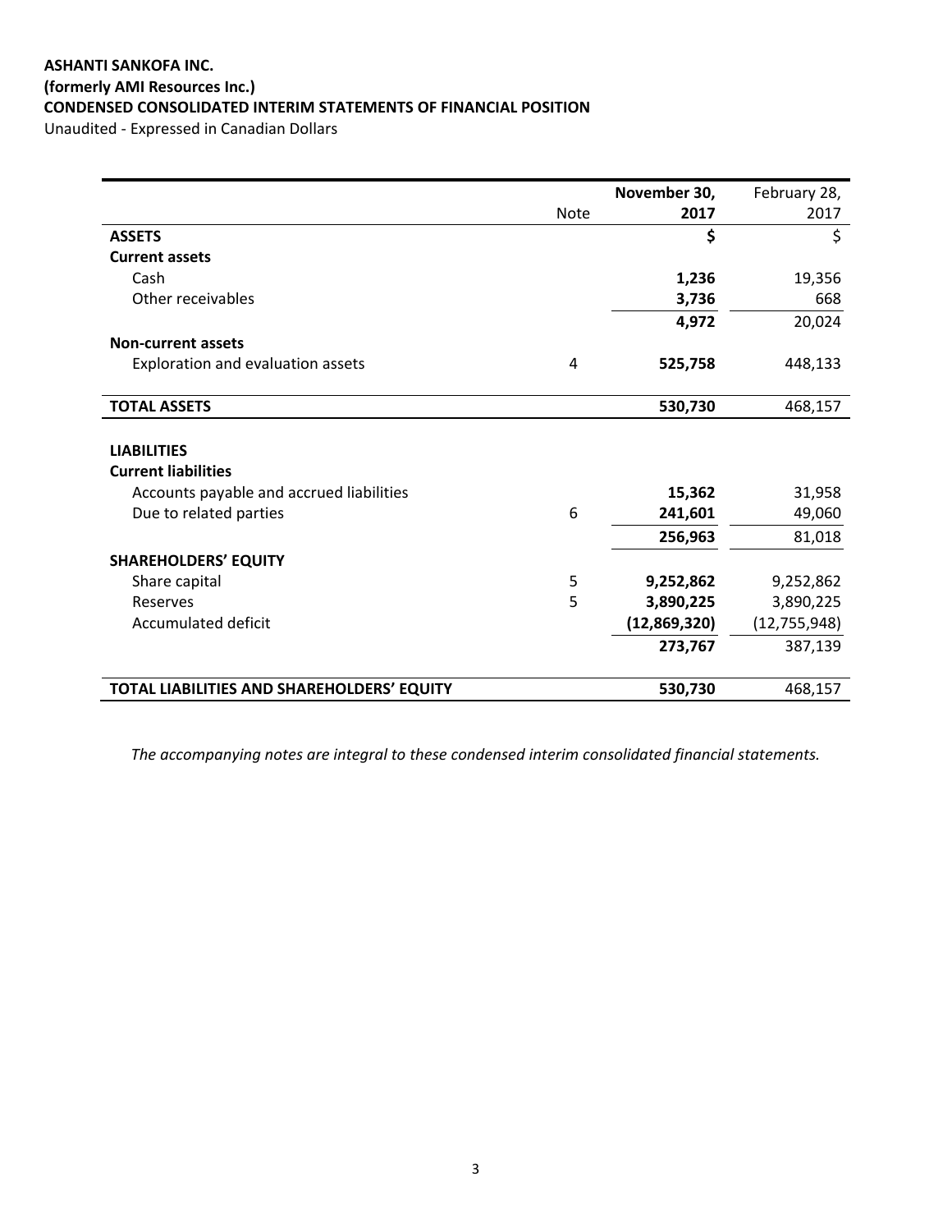**ASHANTI SANKOFA INC.**
**(formerly AMI Resources Inc.)**
**CONDENSED CONSOLIDATED INTERIM STATEMENTS OF FINANCIAL POSITION**
Unaudited - Expressed in Canadian Dollars

| | Note | **November 30, 2017** | February 28, 2017 |
|---|---|---|---|
| **ASSETS** | | **$** | $ |
| **Current assets** | | | |
| Cash | | **1,236** | 19,356 |
| Other receivables | | **3,736** | 668 |
| | | **4,972** | 20,024 |
| **Non-current assets** | | | |
| Exploration and evaluation assets | 4 | **525,758** | 448,133 |
| **TOTAL ASSETS** | | **530,730** | 468,157 |
| | | | |
| **LIABILITIES** | | | |
| **Current liabilities** | | | |
| Accounts payable and accrued liabilities | | **15,362** | 31,958 |
| Due to related parties | 6 | **241,601** | 49,060 |
| | | **256,963** | 81,018 |
| **SHAREHOLDERS' EQUITY** | | | |
| Share capital | 5 | **9,252,862** | 9,252,862 |
| Reserves | 5 | **3,890,225** | 3,890,225 |
| Accumulated deficit | | **(12,869,320)** | (12,755,948) |
| | | **273,767** | 387,139 |
| **TOTAL LIABILITIES AND SHAREHOLDERS' EQUITY** | | **530,730** | 468,157 |

*The accompanying notes are integral to these condensed interim consolidated financial statements.*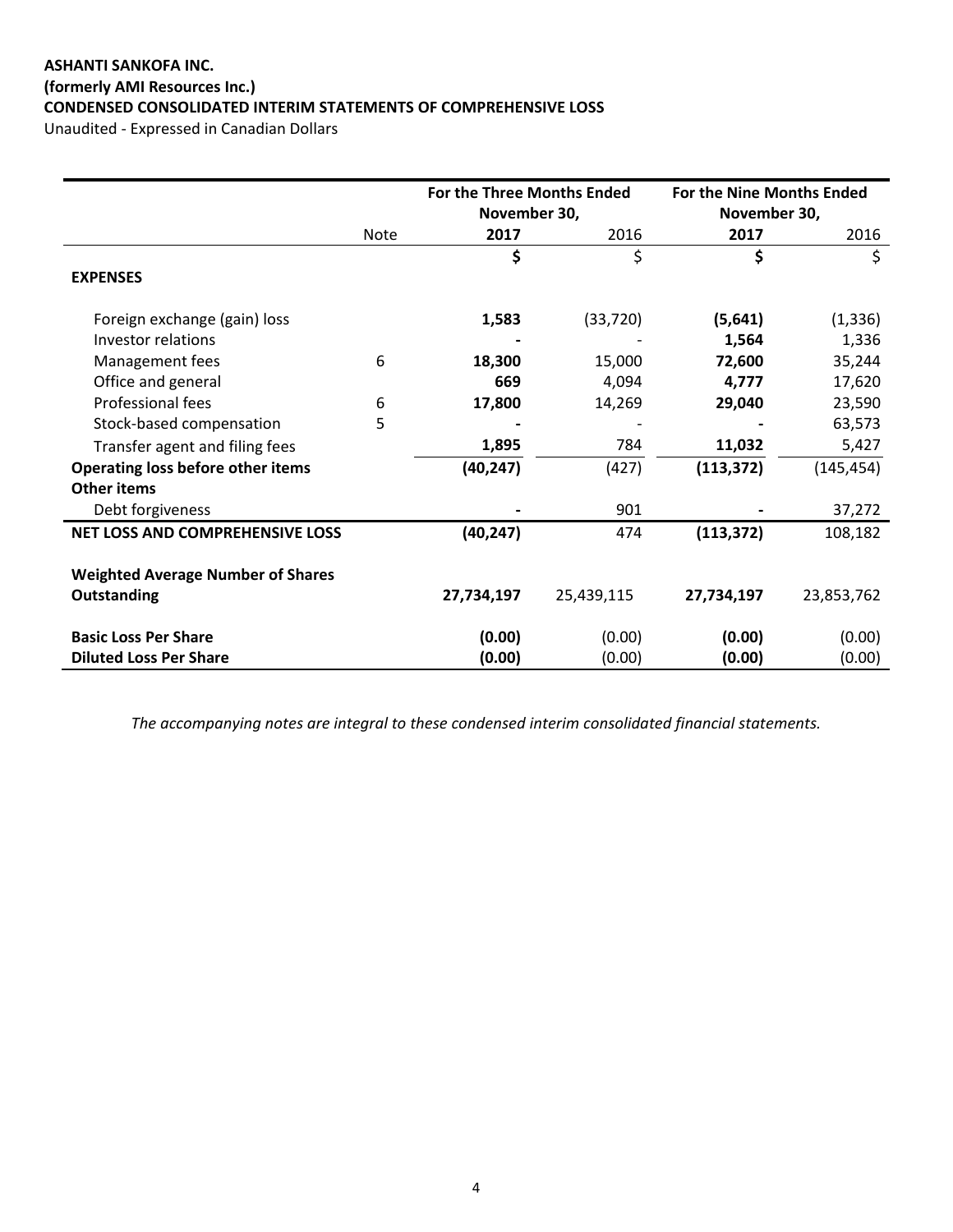**ASHANTI SANKOFA INC.**
**(formerly AMI Resources Inc.)**
**CONDENSED CONSOLIDATED INTERIM STATEMENTS OF COMPREHENSIVE LOSS**
Unaudited - Expressed in Canadian Dollars

| | | For the Three Months Ended November 30, | | For the Nine Months Ended November 30, | |
|---|---|---|---|---|---|
| | Note | **2017** | 2016 | **2017** | 2016 |
| | | **$** | $ | **$** | $ |
| **EXPENSES** | | | | | |
| Foreign exchange (gain) loss | | **1,583** | (33,720) | **(5,641)** | (1,336) |
| Investor relations | | **-** | - | **1,564** | 1,336 |
| Management fees | 6 | **18,300** | 15,000 | **72,600** | 35,244 |
| Office and general | | **669** | 4,094 | **4,777** | 17,620 |
| Professional fees | 6 | **17,800** | 14,269 | **29,040** | 23,590 |
| Stock-based compensation | 5 | **-** | - | **-** | 63,573 |
| Transfer agent and filing fees | | **1,895** | 784 | **11,032** | 5,427 |
| **Operating loss before other items** | | **(40,247)** | (427) | **(113,372)** | (145,454) |
| **Other items** | | | | | |
| Debt forgiveness | | **-** | 901 | **-** | 37,272 |
| **NET LOSS AND COMPREHENSIVE LOSS** | | **(40,247)** | 474 | **(113,372)** | 108,182 |
| **Weighted Average Number of Shares Outstanding** | | **27,734,197** | 25,439,115 | **27,734,197** | 23,853,762 |
| **Basic Loss Per Share** | | **(0.00)** | (0.00) | **(0.00)** | (0.00) |
| **Diluted Loss Per Share** | | **(0.00)** | (0.00) | **(0.00)** | (0.00) |

*The accompanying notes are integral to these condensed interim consolidated financial statements.*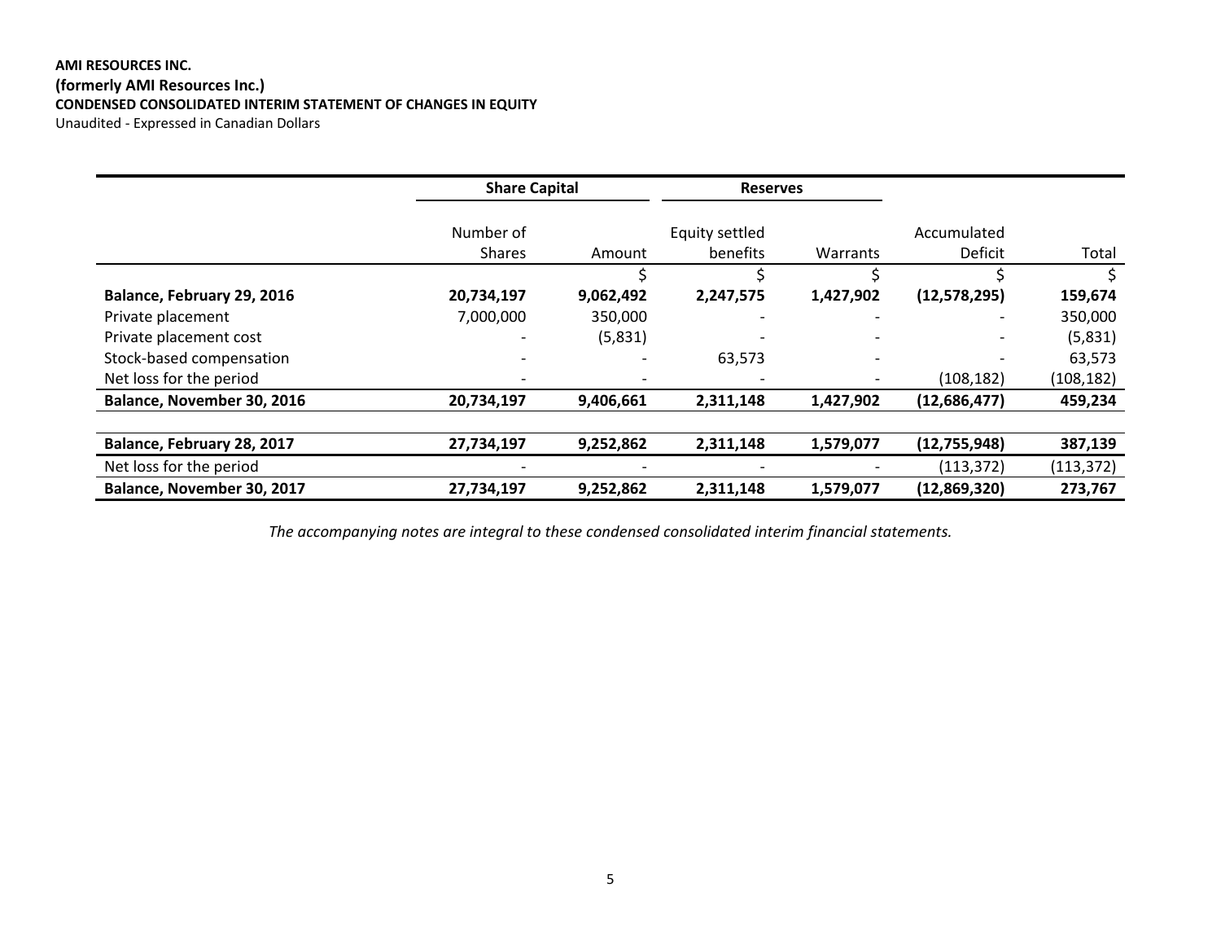**AMI RESOURCES INC.**
**(formerly AMI Resources Inc.)**
**CONDENSED CONSOLIDATED INTERIM STATEMENT OF CHANGES IN EQUITY**
Unaudited - Expressed in Canadian Dollars

| | **Share Capital** | | **Reserves** | | | |
|---|---|---|---|---|---|---|
| | Number of Shares | Amount | Equity settled benefits | Warrants | Accumulated Deficit | Total |
| | | $ | $ | $ | $ | $ |
| **Balance, February 29, 2016** | **20,734,197** | **9,062,492** | **2,247,575** | **1,427,902** | **(12,578,295)** | **159,674** |
| Private placement | 7,000,000 | 350,000 | - | - | - | 350,000 |
| Private placement cost | - | (5,831) | - | - | - | (5,831) |
| Stock-based compensation | - | - | 63,573 | - | - | 63,573 |
| Net loss for the period | - | - | - | - | (108,182) | (108,182) |
| **Balance, November 30, 2016** | **20,734,197** | **9,406,661** | **2,311,148** | **1,427,902** | **(12,686,477)** | **459,234** |
| | | | | | | |
| **Balance, February 28, 2017** | **27,734,197** | **9,252,862** | **2,311,148** | **1,579,077** | **(12,755,948)** | **387,139** |
| Net loss for the period | - | - | - | - | (113,372) | (113,372) |
| **Balance, November 30, 2017** | **27,734,197** | **9,252,862** | **2,311,148** | **1,579,077** | **(12,869,320)** | **273,767** |

*The accompanying notes are integral to these condensed consolidated interim financial statements.*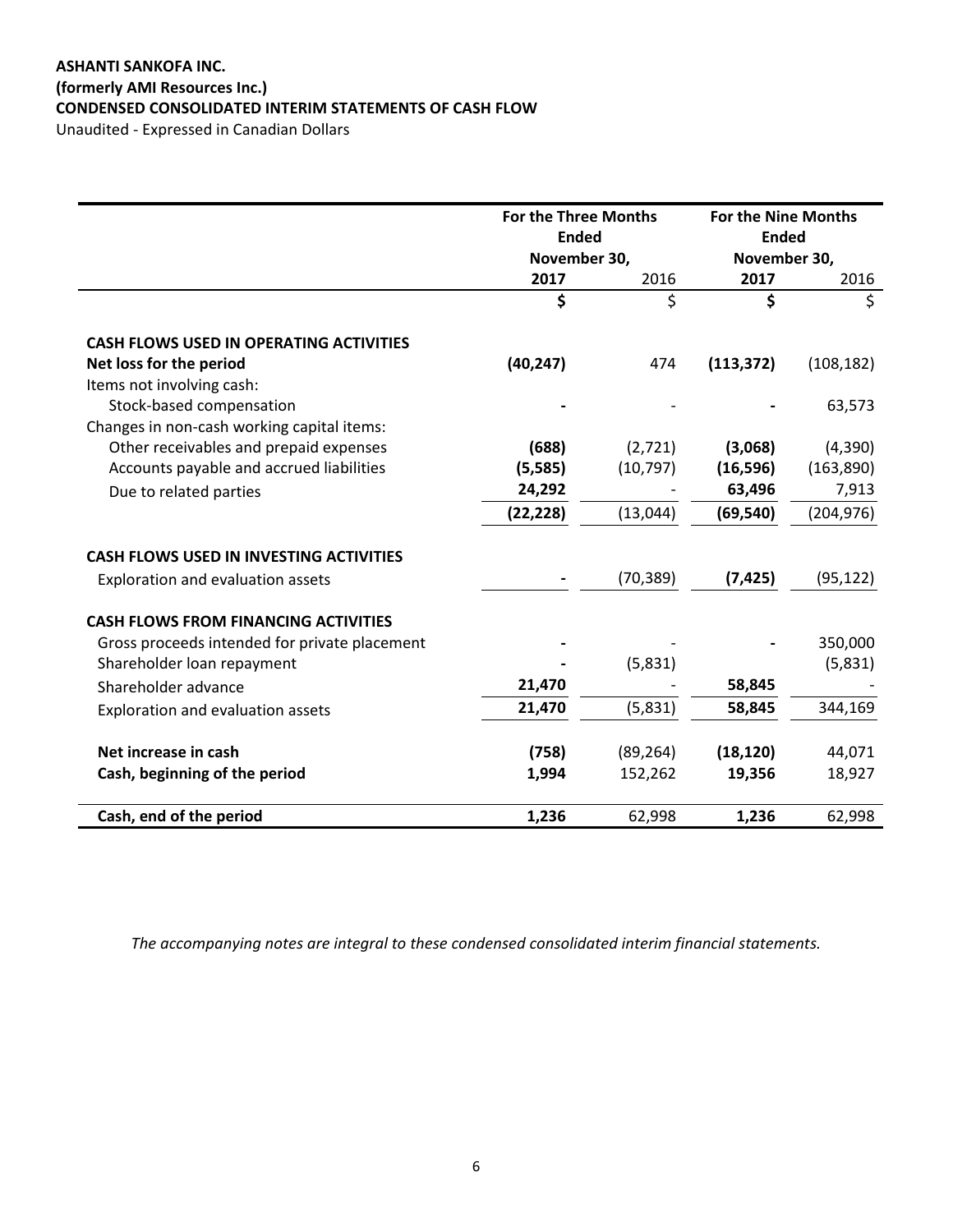**ASHANTI SANKOFA INC.**
**(formerly AMI Resources Inc.)**
**CONDENSED CONSOLIDATED INTERIM STATEMENTS OF CASH FLOW**
Unaudited - Expressed in Canadian Dollars

| | For the Three Months Ended November 30, | | For the Nine Months Ended November 30, | |
|---|---|---|---|---|
| | **2017** | 2016 | **2017** | 2016 |
| | **$** | $ | **$** | $ |
| **CASH FLOWS USED IN OPERATING ACTIVITIES** | | | | |
| **Net loss for the period** | **(40,247)** | 474 | **(113,372)** | (108,182) |
| Items not involving cash: | | | | |
| Stock-based compensation | **-** | - | **-** | 63,573 |
| Changes in non-cash working capital items: | | | | |
| Other receivables and prepaid expenses | **(688)** | (2,721) | **(3,068)** | (4,390) |
| Accounts payable and accrued liabilities | **(5,585)** | (10,797) | **(16,596)** | (163,890) |
| Due to related parties | **24,292** | - | **63,496** | 7,913 |
| | **(22,228)** | (13,044) | **(69,540)** | (204,976) |
| **CASH FLOWS USED IN INVESTING ACTIVITIES** | | | | |
| Exploration and evaluation assets | **-** | (70,389) | **(7,425)** | (95,122) |
| **CASH FLOWS FROM FINANCING ACTIVITIES** | | | | |
| Gross proceeds intended for private placement | **-** | - | **-** | 350,000 |
| Shareholder loan repayment | **-** | (5,831) | | (5,831) |
| Shareholder advance | **21,470** | - | **58,845** | - |
| Exploration and evaluation assets | **21,470** | (5,831) | **58,845** | 344,169 |
| **Net increase in cash** | **(758)** | (89,264) | **(18,120)** | 44,071 |
| **Cash, beginning of the period** | **1,994** | 152,262 | **19,356** | 18,927 |
| **Cash, end of the period** | **1,236** | 62,998 | **1,236** | 62,998 |

*The accompanying notes are integral to these condensed consolidated interim financial statements.*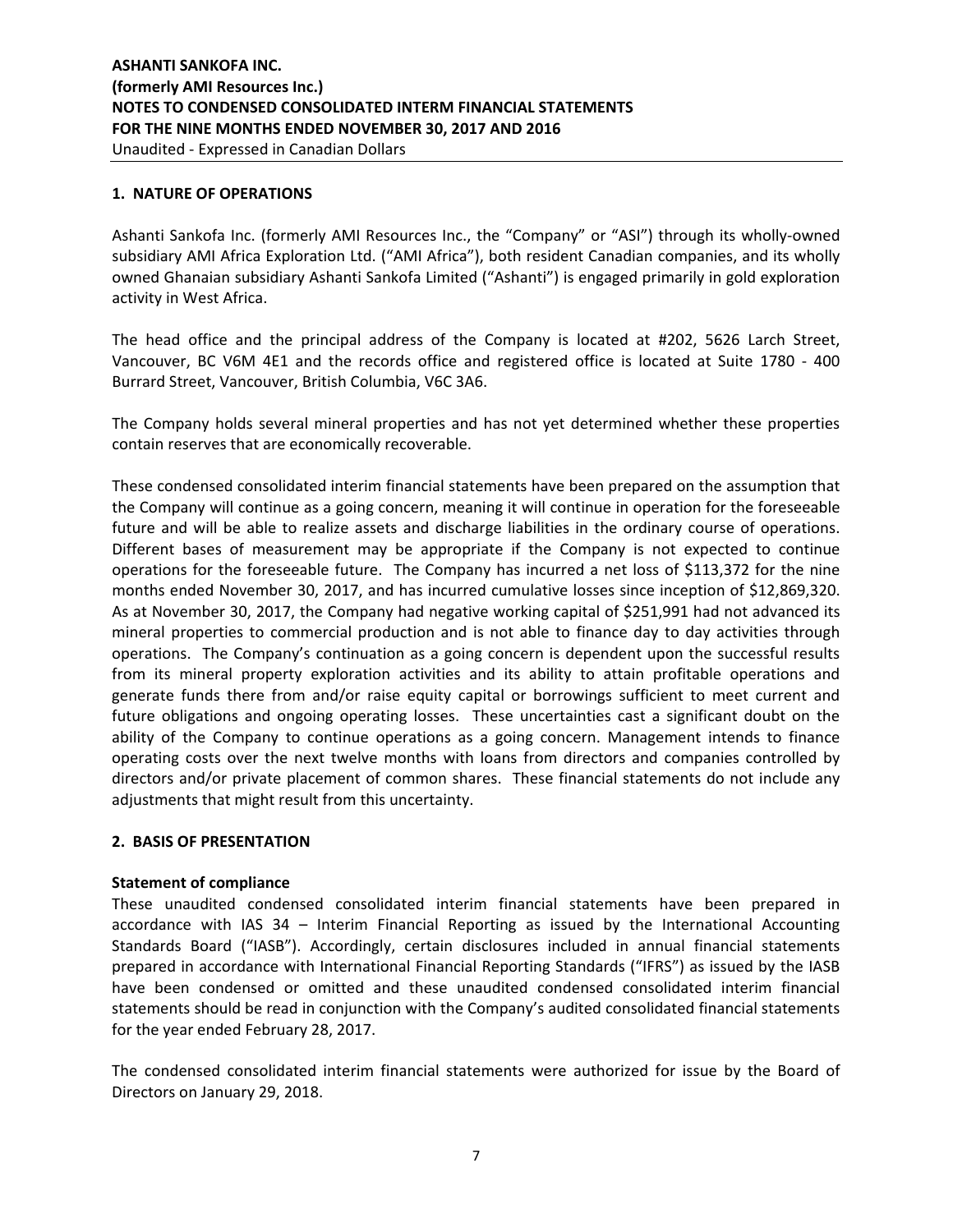## 1. NATURE OF OPERATIONS

Ashanti Sankofa Inc. (formerly AMI Resources Inc., the "Company" or "ASI") through its wholly-owned subsidiary AMI Africa Exploration Ltd. ("AMI Africa"), both resident Canadian companies, and its wholly owned Ghanaian subsidiary Ashanti Sankofa Limited ("Ashanti") is engaged primarily in gold exploration activity in West Africa.

The head office and the principal address of the Company is located at #202, 5626 Larch Street, Vancouver, BC V6M 4E1 and the records office and registered office is located at Suite 1780 - 400 Burrard Street, Vancouver, British Columbia, V6C 3A6.

The Company holds several mineral properties and has not yet determined whether these properties contain reserves that are economically recoverable.

These condensed consolidated interim financial statements have been prepared on the assumption that the Company will continue as a going concern, meaning it will continue in operation for the foreseeable future and will be able to realize assets and discharge liabilities in the ordinary course of operations. Different bases of measurement may be appropriate if the Company is not expected to continue operations for the foreseeable future. The Company has incurred a net loss of $113,372 for the nine months ended November 30, 2017, and has incurred cumulative losses since inception of $12,869,320. As at November 30, 2017, the Company had negative working capital of $251,991 had not advanced its mineral properties to commercial production and is not able to finance day to day activities through operations. The Company's continuation as a going concern is dependent upon the successful results from its mineral property exploration activities and its ability to attain profitable operations and generate funds there from and/or raise equity capital or borrowings sufficient to meet current and future obligations and ongoing operating losses. These uncertainties cast a significant doubt on the ability of the Company to continue operations as a going concern. Management intends to finance operating costs over the next twelve months with loans from directors and companies controlled by directors and/or private placement of common shares. These financial statements do not include any adjustments that might result from this uncertainty.

## 2. BASIS OF PRESENTATION

### Statement of compliance

These unaudited condensed consolidated interim financial statements have been prepared in accordance with IAS 34 – Interim Financial Reporting as issued by the International Accounting Standards Board ("IASB"). Accordingly, certain disclosures included in annual financial statements prepared in accordance with International Financial Reporting Standards ("IFRS") as issued by the IASB have been condensed or omitted and these unaudited condensed consolidated interim financial statements should be read in conjunction with the Company's audited consolidated financial statements for the year ended February 28, 2017.

The condensed consolidated interim financial statements were authorized for issue by the Board of Directors on January 29, 2018.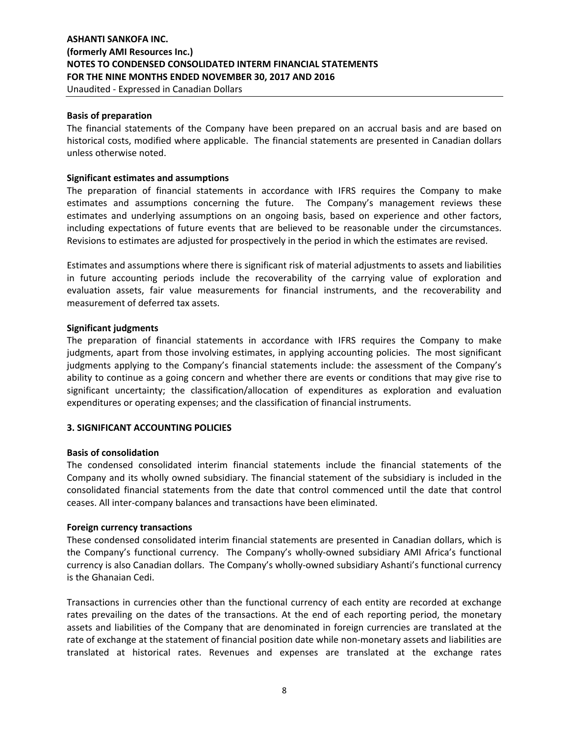**Basis of preparation**

The financial statements of the Company have been prepared on an accrual basis and are based on historical costs, modified where applicable. The financial statements are presented in Canadian dollars unless otherwise noted.

**Significant estimates and assumptions**

The preparation of financial statements in accordance with IFRS requires the Company to make estimates and assumptions concerning the future. The Company's management reviews these estimates and underlying assumptions on an ongoing basis, based on experience and other factors, including expectations of future events that are believed to be reasonable under the circumstances. Revisions to estimates are adjusted for prospectively in the period in which the estimates are revised.

Estimates and assumptions where there is significant risk of material adjustments to assets and liabilities in future accounting periods include the recoverability of the carrying value of exploration and evaluation assets, fair value measurements for financial instruments, and the recoverability and measurement of deferred tax assets.

**Significant judgments**

The preparation of financial statements in accordance with IFRS requires the Company to make judgments, apart from those involving estimates, in applying accounting policies. The most significant judgments applying to the Company's financial statements include: the assessment of the Company's ability to continue as a going concern and whether there are events or conditions that may give rise to significant uncertainty; the classification/allocation of expenditures as exploration and evaluation expenditures or operating expenses; and the classification of financial instruments.

## 3. SIGNIFICANT ACCOUNTING POLICIES

**Basis of consolidation**

The condensed consolidated interim financial statements include the financial statements of the Company and its wholly owned subsidiary. The financial statement of the subsidiary is included in the consolidated financial statements from the date that control commenced until the date that control ceases. All inter-company balances and transactions have been eliminated.

**Foreign currency transactions**

These condensed consolidated interim financial statements are presented in Canadian dollars, which is the Company's functional currency. The Company's wholly-owned subsidiary AMI Africa's functional currency is also Canadian dollars. The Company's wholly-owned subsidiary Ashanti's functional currency is the Ghanaian Cedi.

Transactions in currencies other than the functional currency of each entity are recorded at exchange rates prevailing on the dates of the transactions. At the end of each reporting period, the monetary assets and liabilities of the Company that are denominated in foreign currencies are translated at the rate of exchange at the statement of financial position date while non-monetary assets and liabilities are translated at historical rates. Revenues and expenses are translated at the exchange rates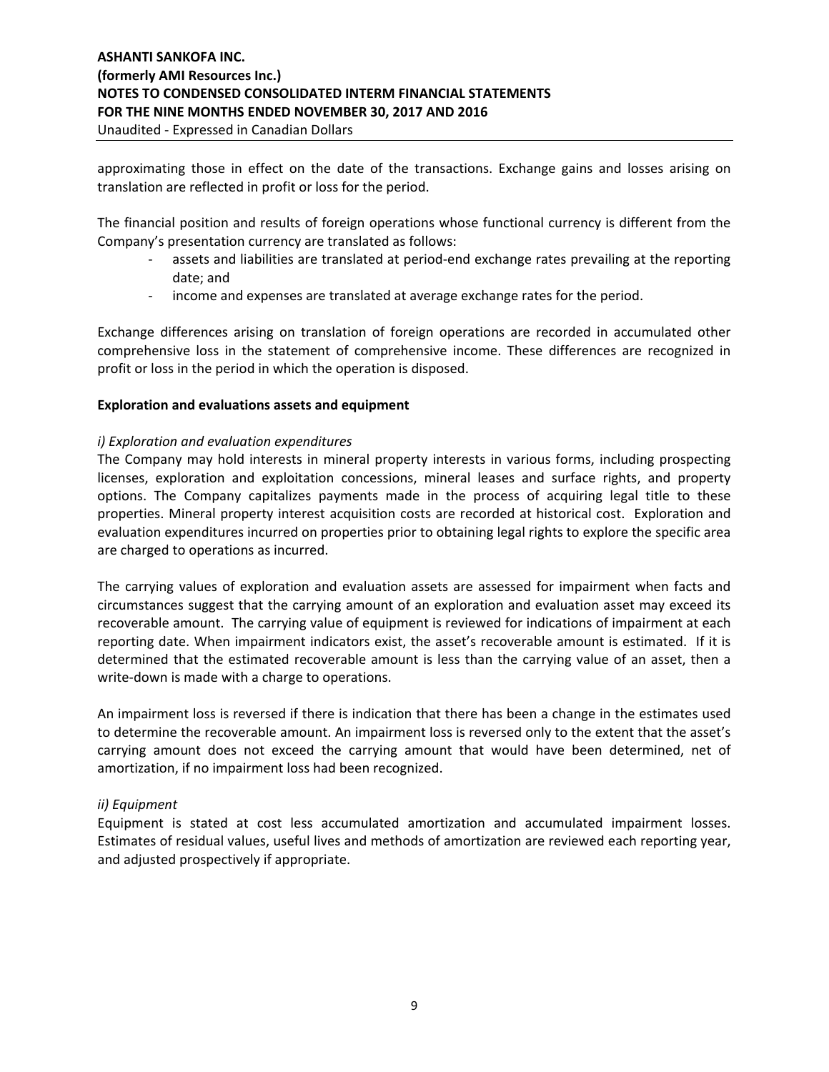approximating those in effect on the date of the transactions. Exchange gains and losses arising on translation are reflected in profit or loss for the period.

The financial position and results of foreign operations whose functional currency is different from the Company's presentation currency are translated as follows:

- assets and liabilities are translated at period-end exchange rates prevailing at the reporting date; and
- income and expenses are translated at average exchange rates for the period.

Exchange differences arising on translation of foreign operations are recorded in accumulated other comprehensive loss in the statement of comprehensive income. These differences are recognized in profit or loss in the period in which the operation is disposed.

**Exploration and evaluations assets and equipment**

*i) Exploration and evaluation expenditures*

The Company may hold interests in mineral property interests in various forms, including prospecting licenses, exploration and exploitation concessions, mineral leases and surface rights, and property options. The Company capitalizes payments made in the process of acquiring legal title to these properties. Mineral property interest acquisition costs are recorded at historical cost. Exploration and evaluation expenditures incurred on properties prior to obtaining legal rights to explore the specific area are charged to operations as incurred.

The carrying values of exploration and evaluation assets are assessed for impairment when facts and circumstances suggest that the carrying amount of an exploration and evaluation asset may exceed its recoverable amount. The carrying value of equipment is reviewed for indications of impairment at each reporting date. When impairment indicators exist, the asset's recoverable amount is estimated. If it is determined that the estimated recoverable amount is less than the carrying value of an asset, then a write-down is made with a charge to operations.

An impairment loss is reversed if there is indication that there has been a change in the estimates used to determine the recoverable amount. An impairment loss is reversed only to the extent that the asset's carrying amount does not exceed the carrying amount that would have been determined, net of amortization, if no impairment loss had been recognized.

*ii) Equipment*

Equipment is stated at cost less accumulated amortization and accumulated impairment losses. Estimates of residual values, useful lives and methods of amortization are reviewed each reporting year, and adjusted prospectively if appropriate.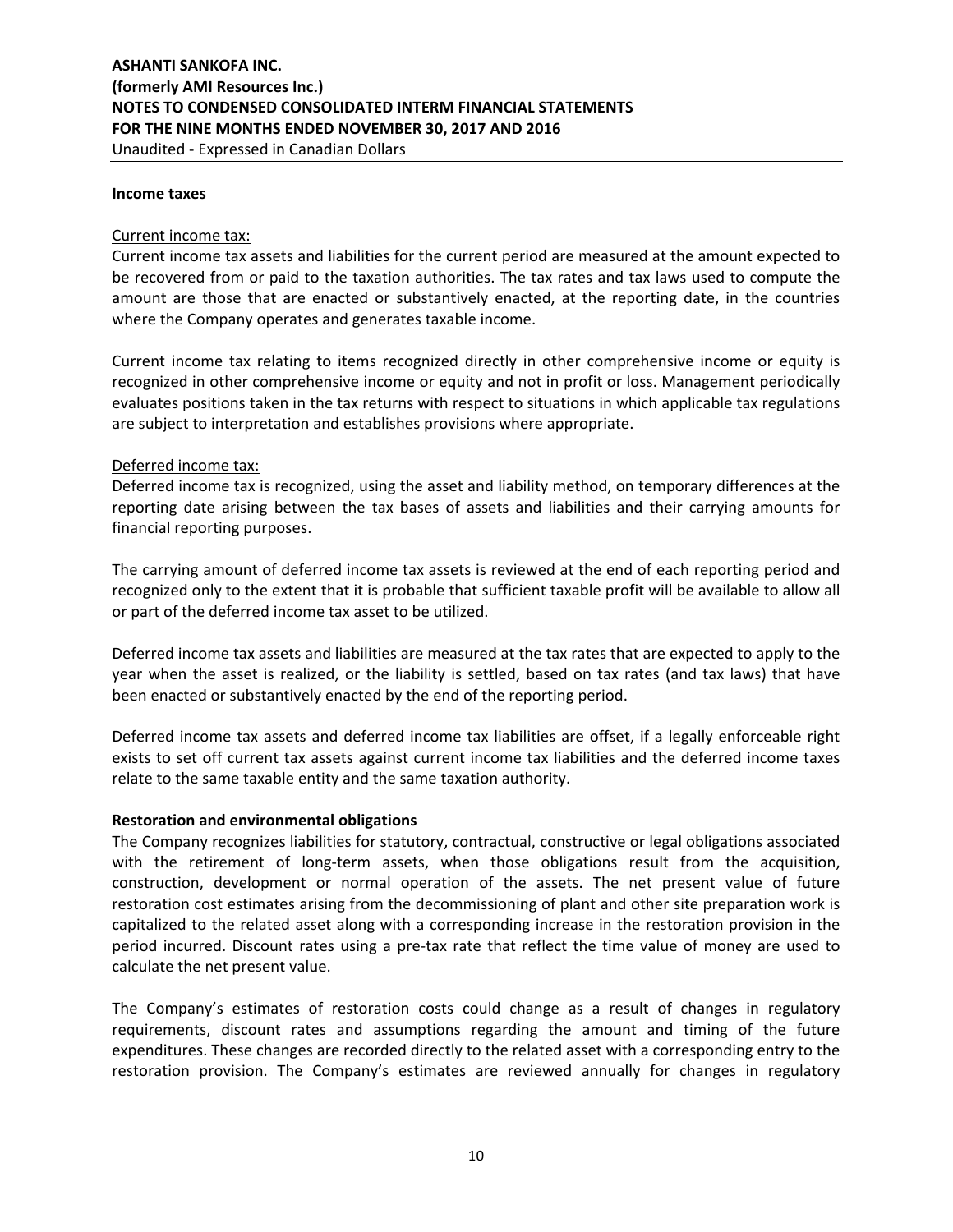**Income taxes**

Current income tax:

Current income tax assets and liabilities for the current period are measured at the amount expected to be recovered from or paid to the taxation authorities. The tax rates and tax laws used to compute the amount are those that are enacted or substantively enacted, at the reporting date, in the countries where the Company operates and generates taxable income.

Current income tax relating to items recognized directly in other comprehensive income or equity is recognized in other comprehensive income or equity and not in profit or loss. Management periodically evaluates positions taken in the tax returns with respect to situations in which applicable tax regulations are subject to interpretation and establishes provisions where appropriate.

Deferred income tax:

Deferred income tax is recognized, using the asset and liability method, on temporary differences at the reporting date arising between the tax bases of assets and liabilities and their carrying amounts for financial reporting purposes.

The carrying amount of deferred income tax assets is reviewed at the end of each reporting period and recognized only to the extent that it is probable that sufficient taxable profit will be available to allow all or part of the deferred income tax asset to be utilized.

Deferred income tax assets and liabilities are measured at the tax rates that are expected to apply to the year when the asset is realized, or the liability is settled, based on tax rates (and tax laws) that have been enacted or substantively enacted by the end of the reporting period.

Deferred income tax assets and deferred income tax liabilities are offset, if a legally enforceable right exists to set off current tax assets against current income tax liabilities and the deferred income taxes relate to the same taxable entity and the same taxation authority.

**Restoration and environmental obligations**

The Company recognizes liabilities for statutory, contractual, constructive or legal obligations associated with the retirement of long-term assets, when those obligations result from the acquisition, construction, development or normal operation of the assets. The net present value of future restoration cost estimates arising from the decommissioning of plant and other site preparation work is capitalized to the related asset along with a corresponding increase in the restoration provision in the period incurred. Discount rates using a pre-tax rate that reflect the time value of money are used to calculate the net present value.

The Company's estimates of restoration costs could change as a result of changes in regulatory requirements, discount rates and assumptions regarding the amount and timing of the future expenditures. These changes are recorded directly to the related asset with a corresponding entry to the restoration provision. The Company's estimates are reviewed annually for changes in regulatory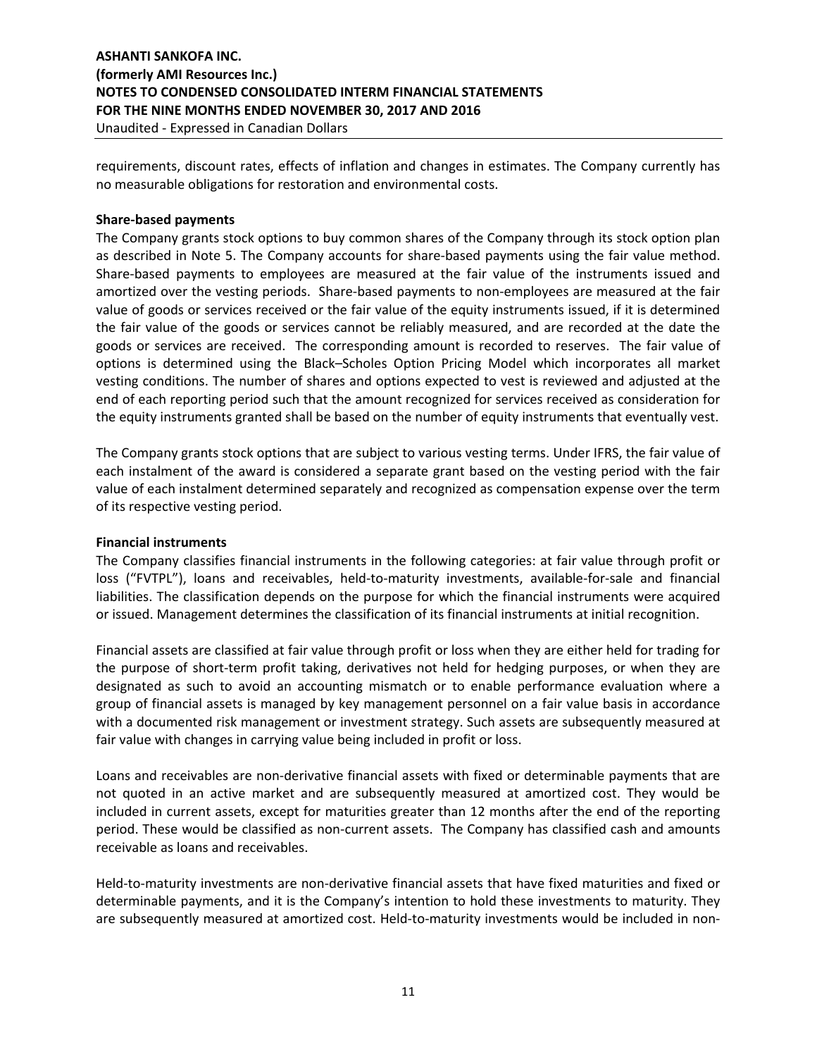requirements, discount rates, effects of inflation and changes in estimates. The Company currently has no measurable obligations for restoration and environmental costs.

**Share-based payments**

The Company grants stock options to buy common shares of the Company through its stock option plan as described in Note 5. The Company accounts for share-based payments using the fair value method. Share-based payments to employees are measured at the fair value of the instruments issued and amortized over the vesting periods. Share-based payments to non-employees are measured at the fair value of goods or services received or the fair value of the equity instruments issued, if it is determined the fair value of the goods or services cannot be reliably measured, and are recorded at the date the goods or services are received. The corresponding amount is recorded to reserves. The fair value of options is determined using the Black–Scholes Option Pricing Model which incorporates all market vesting conditions. The number of shares and options expected to vest is reviewed and adjusted at the end of each reporting period such that the amount recognized for services received as consideration for the equity instruments granted shall be based on the number of equity instruments that eventually vest.

The Company grants stock options that are subject to various vesting terms. Under IFRS, the fair value of each instalment of the award is considered a separate grant based on the vesting period with the fair value of each instalment determined separately and recognized as compensation expense over the term of its respective vesting period.

**Financial instruments**

The Company classifies financial instruments in the following categories: at fair value through profit or loss ("FVTPL"), loans and receivables, held-to-maturity investments, available-for-sale and financial liabilities. The classification depends on the purpose for which the financial instruments were acquired or issued. Management determines the classification of its financial instruments at initial recognition.

Financial assets are classified at fair value through profit or loss when they are either held for trading for the purpose of short-term profit taking, derivatives not held for hedging purposes, or when they are designated as such to avoid an accounting mismatch or to enable performance evaluation where a group of financial assets is managed by key management personnel on a fair value basis in accordance with a documented risk management or investment strategy. Such assets are subsequently measured at fair value with changes in carrying value being included in profit or loss.

Loans and receivables are non-derivative financial assets with fixed or determinable payments that are not quoted in an active market and are subsequently measured at amortized cost. They would be included in current assets, except for maturities greater than 12 months after the end of the reporting period. These would be classified as non-current assets. The Company has classified cash and amounts receivable as loans and receivables.

Held-to-maturity investments are non-derivative financial assets that have fixed maturities and fixed or determinable payments, and it is the Company's intention to hold these investments to maturity. They are subsequently measured at amortized cost. Held-to-maturity investments would be included in non-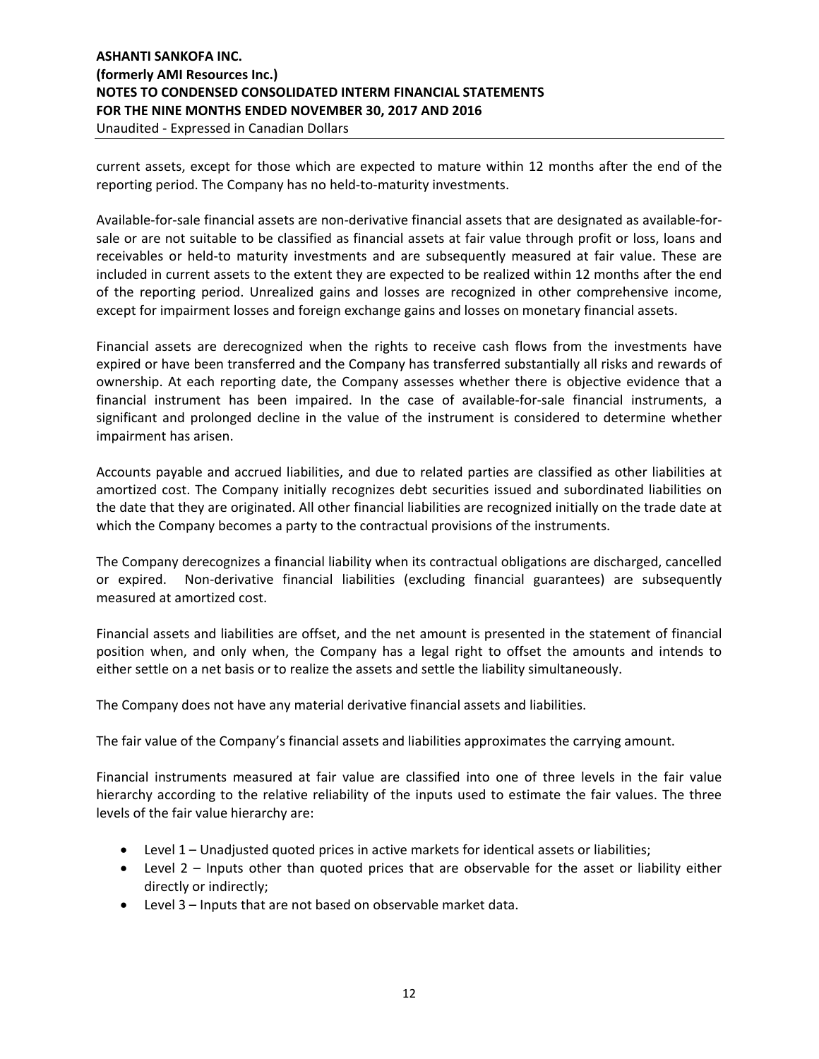current assets, except for those which are expected to mature within 12 months after the end of the reporting period. The Company has no held-to-maturity investments.

Available-for-sale financial assets are non-derivative financial assets that are designated as available-for-sale or are not suitable to be classified as financial assets at fair value through profit or loss, loans and receivables or held-to maturity investments and are subsequently measured at fair value. These are included in current assets to the extent they are expected to be realized within 12 months after the end of the reporting period. Unrealized gains and losses are recognized in other comprehensive income, except for impairment losses and foreign exchange gains and losses on monetary financial assets.

Financial assets are derecognized when the rights to receive cash flows from the investments have expired or have been transferred and the Company has transferred substantially all risks and rewards of ownership. At each reporting date, the Company assesses whether there is objective evidence that a financial instrument has been impaired. In the case of available-for-sale financial instruments, a significant and prolonged decline in the value of the instrument is considered to determine whether impairment has arisen.

Accounts payable and accrued liabilities, and due to related parties are classified as other liabilities at amortized cost. The Company initially recognizes debt securities issued and subordinated liabilities on the date that they are originated. All other financial liabilities are recognized initially on the trade date at which the Company becomes a party to the contractual provisions of the instruments.

The Company derecognizes a financial liability when its contractual obligations are discharged, cancelled or expired. Non-derivative financial liabilities (excluding financial guarantees) are subsequently measured at amortized cost.

Financial assets and liabilities are offset, and the net amount is presented in the statement of financial position when, and only when, the Company has a legal right to offset the amounts and intends to either settle on a net basis or to realize the assets and settle the liability simultaneously.

The Company does not have any material derivative financial assets and liabilities.

The fair value of the Company's financial assets and liabilities approximates the carrying amount.

Financial instruments measured at fair value are classified into one of three levels in the fair value hierarchy according to the relative reliability of the inputs used to estimate the fair values. The three levels of the fair value hierarchy are:

- Level 1 – Unadjusted quoted prices in active markets for identical assets or liabilities;
- Level 2 – Inputs other than quoted prices that are observable for the asset or liability either directly or indirectly;
- Level 3 – Inputs that are not based on observable market data.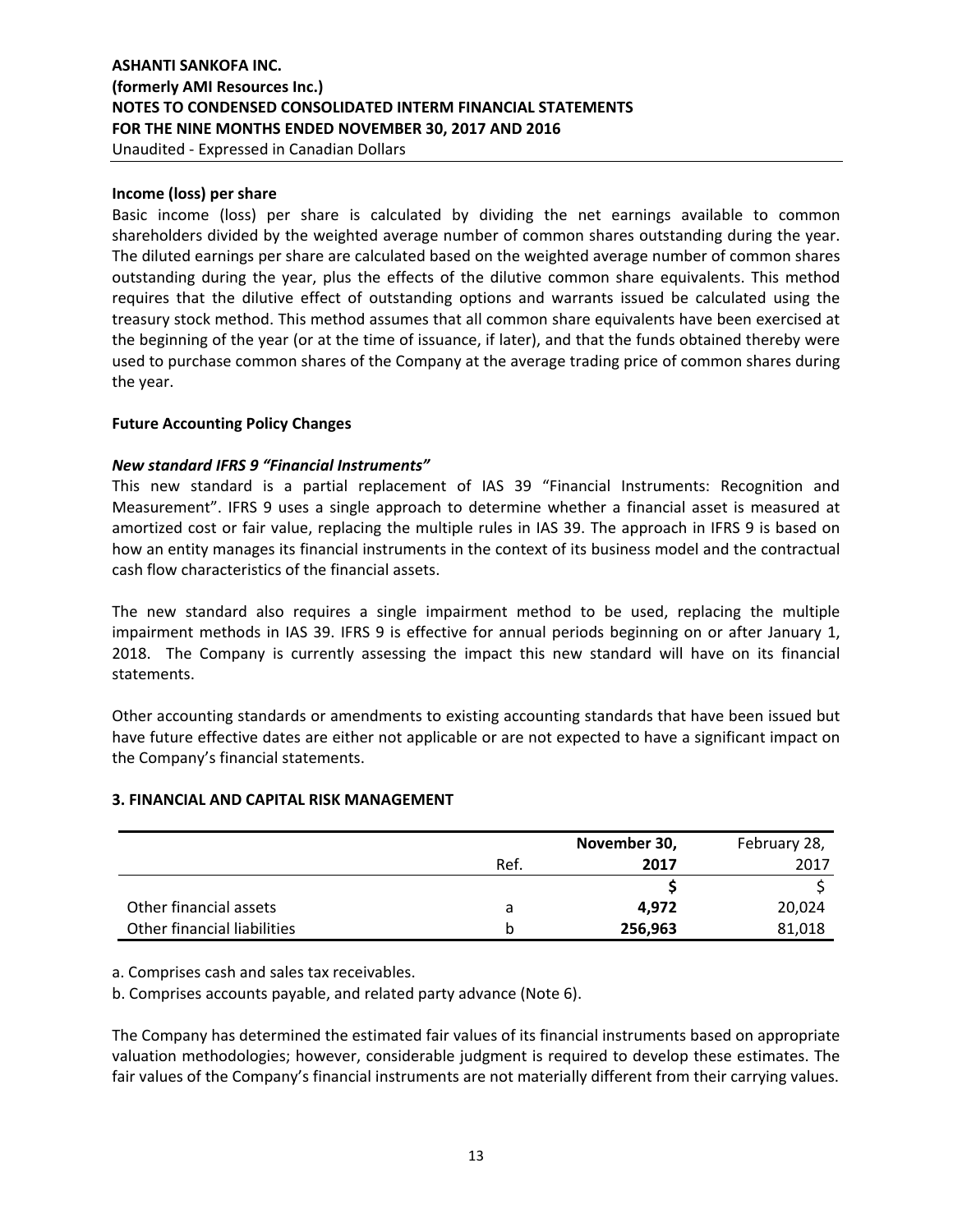### Income (loss) per share

Basic income (loss) per share is calculated by dividing the net earnings available to common shareholders divided by the weighted average number of common shares outstanding during the year. The diluted earnings per share are calculated based on the weighted average number of common shares outstanding during the year, plus the effects of the dilutive common share equivalents. This method requires that the dilutive effect of outstanding options and warrants issued be calculated using the treasury stock method. This method assumes that all common share equivalents have been exercised at the beginning of the year (or at the time of issuance, if later), and that the funds obtained thereby were used to purchase common shares of the Company at the average trading price of common shares during the year.

### Future Accounting Policy Changes

***New standard IFRS 9 "Financial Instruments"***

This new standard is a partial replacement of IAS 39 "Financial Instruments: Recognition and Measurement". IFRS 9 uses a single approach to determine whether a financial asset is measured at amortized cost or fair value, replacing the multiple rules in IAS 39. The approach in IFRS 9 is based on how an entity manages its financial instruments in the context of its business model and the contractual cash flow characteristics of the financial assets.

The new standard also requires a single impairment method to be used, replacing the multiple impairment methods in IAS 39. IFRS 9 is effective for annual periods beginning on or after January 1, 2018. The Company is currently assessing the impact this new standard will have on its financial statements.

Other accounting standards or amendments to existing accounting standards that have been issued but have future effective dates are either not applicable or are not expected to have a significant impact on the Company's financial statements.

## 3. FINANCIAL AND CAPITAL RISK MANAGEMENT

| | Ref. | **November 30, 2017** | February 28, 2017 |
|---|---|---|---|
| | | **$** | $ |
| Other financial assets | a | **4,972** | 20,024 |
| Other financial liabilities | b | **256,963** | 81,018 |

a. Comprises cash and sales tax receivables.

b. Comprises accounts payable, and related party advance (Note 6).

The Company has determined the estimated fair values of its financial instruments based on appropriate valuation methodologies; however, considerable judgment is required to develop these estimates. The fair values of the Company's financial instruments are not materially different from their carrying values.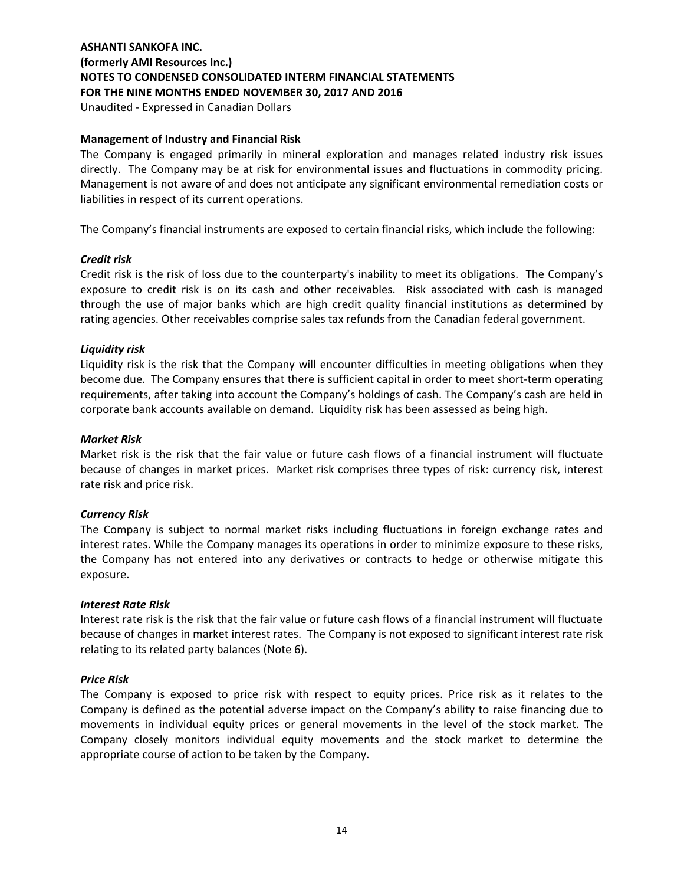**Management of Industry and Financial Risk**

The Company is engaged primarily in mineral exploration and manages related industry risk issues directly. The Company may be at risk for environmental issues and fluctuations in commodity pricing. Management is not aware of and does not anticipate any significant environmental remediation costs or liabilities in respect of its current operations.

The Company's financial instruments are exposed to certain financial risks, which include the following:

***Credit risk***

Credit risk is the risk of loss due to the counterparty's inability to meet its obligations. The Company's exposure to credit risk is on its cash and other receivables. Risk associated with cash is managed through the use of major banks which are high credit quality financial institutions as determined by rating agencies. Other receivables comprise sales tax refunds from the Canadian federal government.

***Liquidity risk***

Liquidity risk is the risk that the Company will encounter difficulties in meeting obligations when they become due. The Company ensures that there is sufficient capital in order to meet short-term operating requirements, after taking into account the Company's holdings of cash. The Company's cash are held in corporate bank accounts available on demand. Liquidity risk has been assessed as being high.

***Market Risk***

Market risk is the risk that the fair value or future cash flows of a financial instrument will fluctuate because of changes in market prices. Market risk comprises three types of risk: currency risk, interest rate risk and price risk.

***Currency Risk***

The Company is subject to normal market risks including fluctuations in foreign exchange rates and interest rates. While the Company manages its operations in order to minimize exposure to these risks, the Company has not entered into any derivatives or contracts to hedge or otherwise mitigate this exposure.

***Interest Rate Risk***

Interest rate risk is the risk that the fair value or future cash flows of a financial instrument will fluctuate because of changes in market interest rates. The Company is not exposed to significant interest rate risk relating to its related party balances (Note 6).

***Price Risk***

The Company is exposed to price risk with respect to equity prices. Price risk as it relates to the Company is defined as the potential adverse impact on the Company's ability to raise financing due to movements in individual equity prices or general movements in the level of the stock market. The Company closely monitors individual equity movements and the stock market to determine the appropriate course of action to be taken by the Company.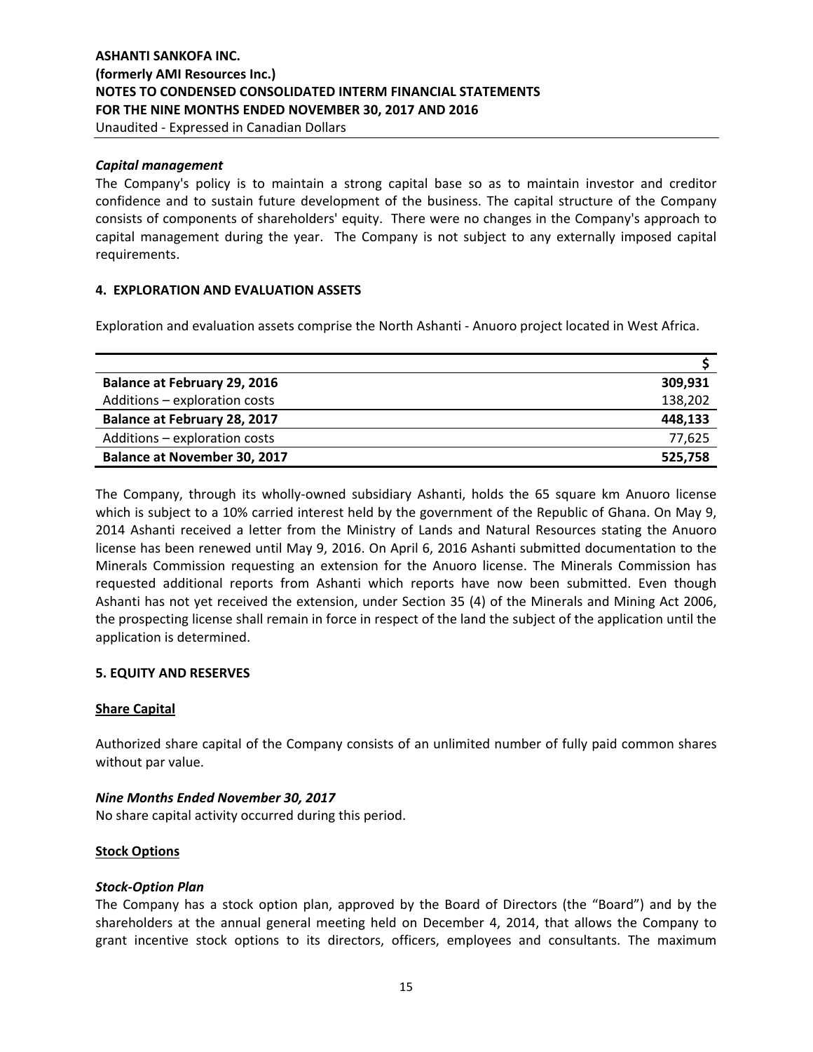### *Capital management*

The Company's policy is to maintain a strong capital base so as to maintain investor and creditor confidence and to sustain future development of the business. The capital structure of the Company consists of components of shareholders' equity. There were no changes in the Company's approach to capital management during the year. The Company is not subject to any externally imposed capital requirements.

## 4. EXPLORATION AND EVALUATION ASSETS

Exploration and evaluation assets comprise the North Ashanti - Anuoro project located in West Africa.

| | $ |
|---|---|
| **Balance at February 29, 2016** | **309,931** |
| Additions – exploration costs | 138,202 |
| **Balance at February 28, 2017** | **448,133** |
| Additions – exploration costs | 77,625 |
| **Balance at November 30, 2017** | **525,758** |

The Company, through its wholly-owned subsidiary Ashanti, holds the 65 square km Anuoro license which is subject to a 10% carried interest held by the government of the Republic of Ghana. On May 9, 2014 Ashanti received a letter from the Ministry of Lands and Natural Resources stating the Anuoro license has been renewed until May 9, 2016. On April 6, 2016 Ashanti submitted documentation to the Minerals Commission requesting an extension for the Anuoro license. The Minerals Commission has requested additional reports from Ashanti which reports have now been submitted. Even though Ashanti has not yet received the extension, under Section 35 (4) of the Minerals and Mining Act 2006, the prospecting license shall remain in force in respect of the land the subject of the application until the application is determined.

## 5. EQUITY AND RESERVES

### Share Capital

Authorized share capital of the Company consists of an unlimited number of fully paid common shares without par value.

### *Nine Months Ended November 30, 2017*

No share capital activity occurred during this period.

### Stock Options

### *Stock-Option Plan*

The Company has a stock option plan, approved by the Board of Directors (the "Board") and by the shareholders at the annual general meeting held on December 4, 2014, that allows the Company to grant incentive stock options to its directors, officers, employees and consultants. The maximum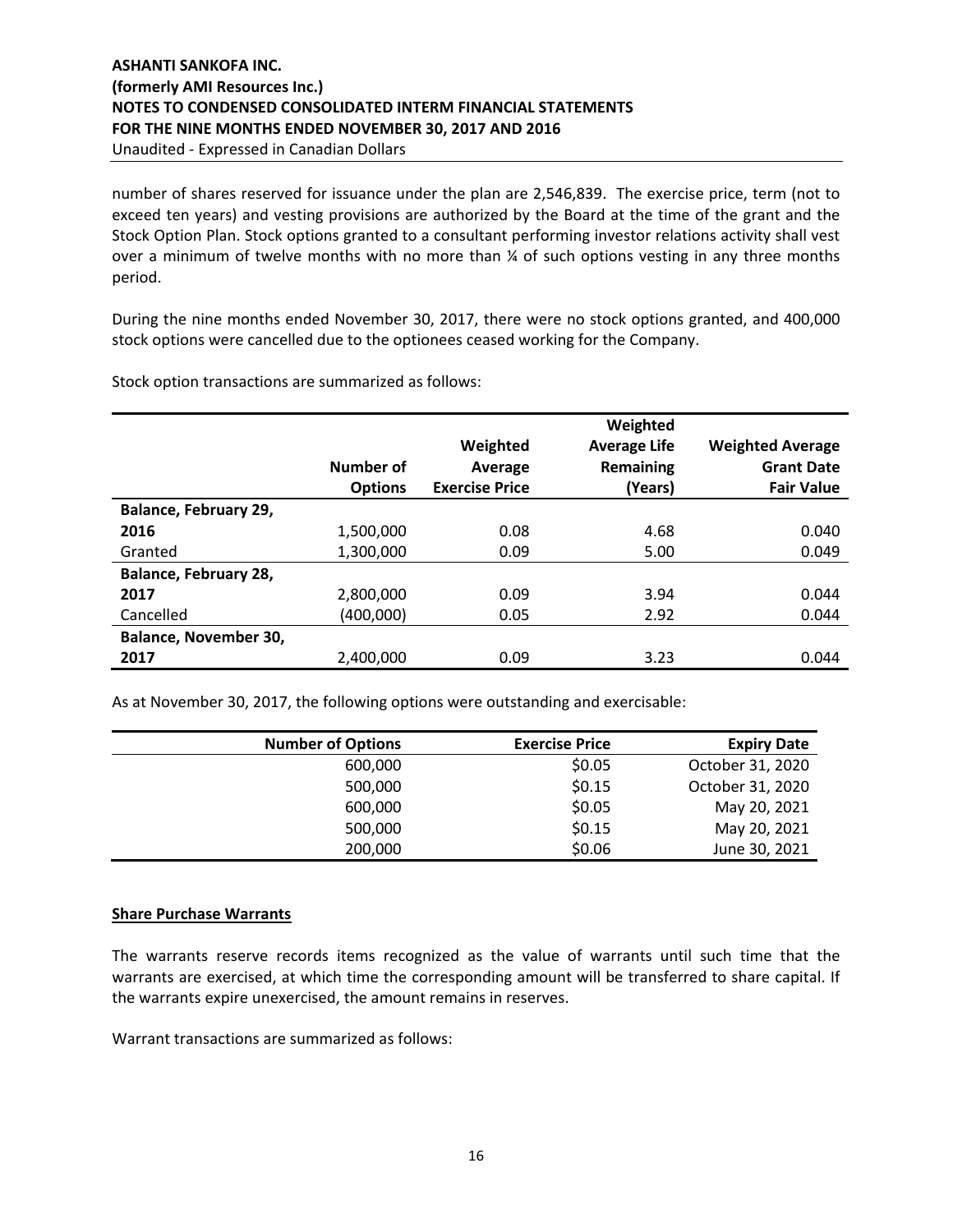number of shares reserved for issuance under the plan are 2,546,839. The exercise price, term (not to exceed ten years) and vesting provisions are authorized by the Board at the time of the grant and the Stock Option Plan. Stock options granted to a consultant performing investor relations activity shall vest over a minimum of twelve months with no more than ¼ of such options vesting in any three months period.

During the nine months ended November 30, 2017, there were no stock options granted, and 400,000 stock options were cancelled due to the optionees ceased working for the Company.

Stock option transactions are summarized as follows:

| | Number of Options | Weighted Average Exercise Price | Weighted Average Life Remaining (Years) | Weighted Average Grant Date Fair Value |
|---|---|---|---|---|
| **Balance, February 29, 2016** | 1,500,000 | 0.08 | 4.68 | 0.040 |
| Granted | 1,300,000 | 0.09 | 5.00 | 0.049 |
| **Balance, February 28, 2017** | 2,800,000 | 0.09 | 3.94 | 0.044 |
| Cancelled | (400,000) | 0.05 | 2.92 | 0.044 |
| **Balance, November 30, 2017** | 2,400,000 | 0.09 | 3.23 | 0.044 |

As at November 30, 2017, the following options were outstanding and exercisable:

| Number of Options | Exercise Price | Expiry Date |
|---|---|---|
| 600,000 | $0.05 | October 31, 2020 |
| 500,000 | $0.15 | October 31, 2020 |
| 600,000 | $0.05 | May 20, 2021 |
| 500,000 | $0.15 | May 20, 2021 |
| 200,000 | $0.06 | June 30, 2021 |

**Share Purchase Warrants**

The warrants reserve records items recognized as the value of warrants until such time that the warrants are exercised, at which time the corresponding amount will be transferred to share capital. If the warrants expire unexercised, the amount remains in reserves.

Warrant transactions are summarized as follows: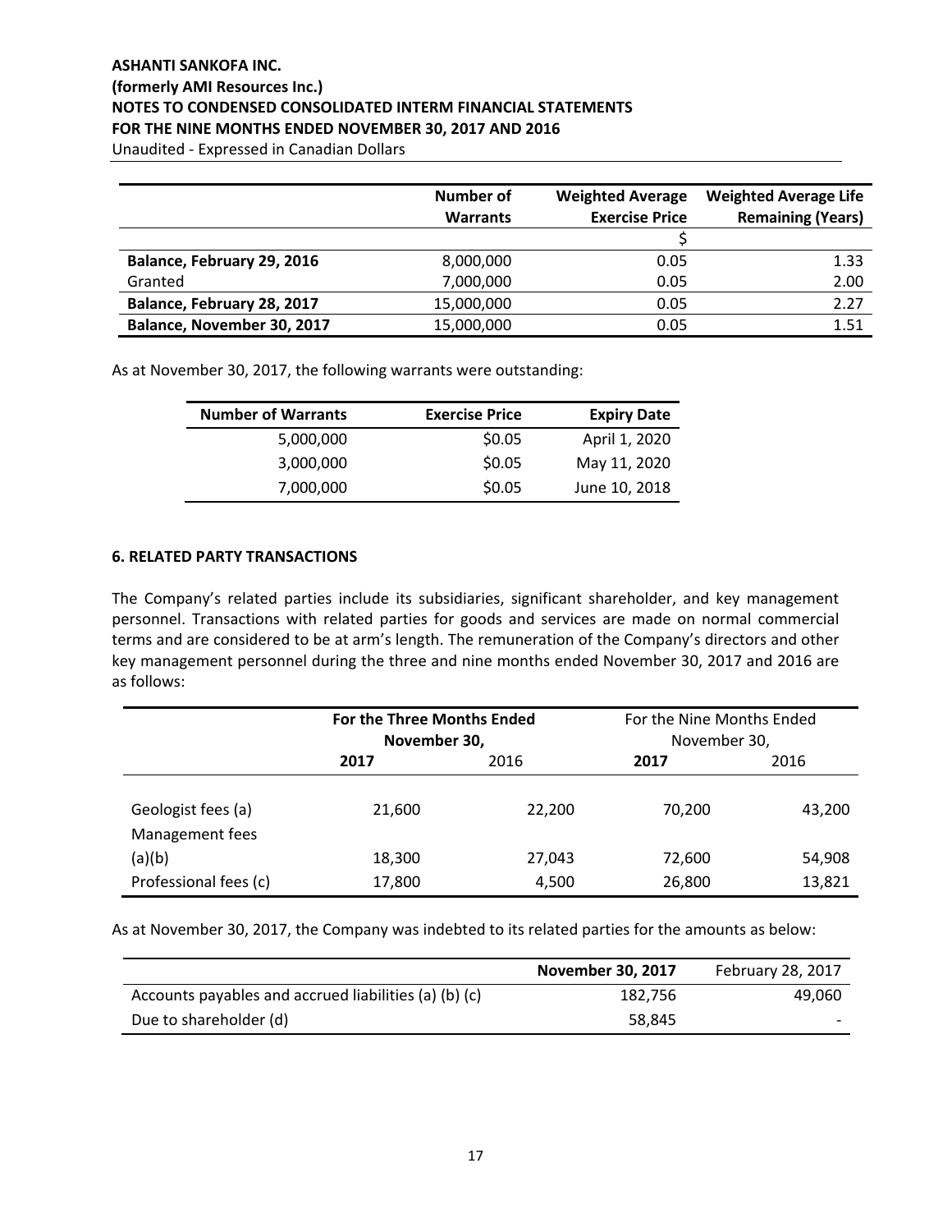| | Number of Warrants | Weighted Average Exercise Price | Weighted Average Life Remaining (Years) |
|---|---|---|---|
| | | $ | |
| **Balance, February 29, 2016** | 8,000,000 | 0.05 | 1.33 |
| Granted | 7,000,000 | 0.05 | 2.00 |
| **Balance, February 28, 2017** | 15,000,000 | 0.05 | 2.27 |
| **Balance, November 30, 2017** | 15,000,000 | 0.05 | 1.51 |

As at November 30, 2017, the following warrants were outstanding:

| Number of Warrants | Exercise Price | Expiry Date |
|---|---|---|
| 5,000,000 | $0.05 | April 1, 2020 |
| 3,000,000 | $0.05 | May 11, 2020 |
| 7,000,000 | $0.05 | June 10, 2018 |

## 6. RELATED PARTY TRANSACTIONS

The Company's related parties include its subsidiaries, significant shareholder, and key management personnel. Transactions with related parties for goods and services are made on normal commercial terms and are considered to be at arm's length. The remuneration of the Company's directors and other key management personnel during the three and nine months ended November 30, 2017 and 2016 are as follows:

| | **For the Three Months Ended November 30,** | | For the Nine Months Ended November 30, | |
|---|---|---|---|---|
| | **2017** | 2016 | **2017** | 2016 |
| Geologist fees (a) | 21,600 | 22,200 | 70,200 | 43,200 |
| Management fees (a)(b) | 18,300 | 27,043 | 72,600 | 54,908 |
| Professional fees (c) | 17,800 | 4,500 | 26,800 | 13,821 |

As at November 30, 2017, the Company was indebted to its related parties for the amounts as below:

| | **November 30, 2017** | February 28, 2017 |
|---|---|---|
| Accounts payables and accrued liabilities (a) (b) (c) | 182,756 | 49,060 |
| Due to shareholder (d) | 58,845 | - |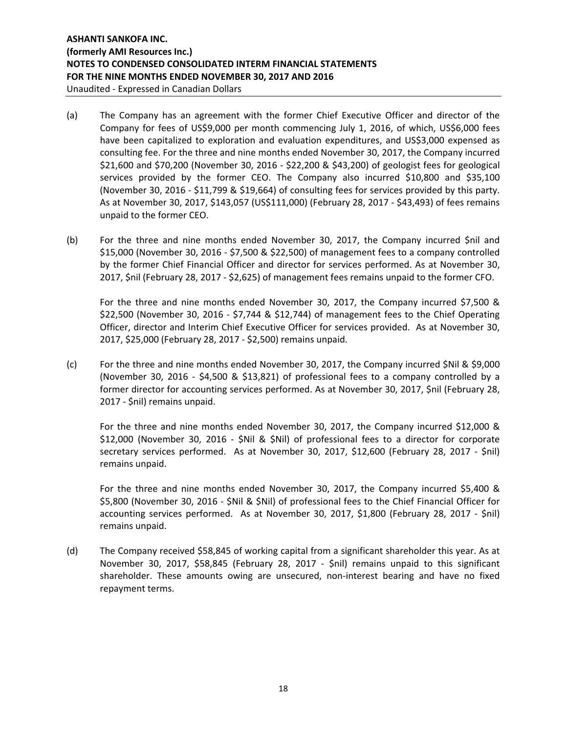(a) The Company has an agreement with the former Chief Executive Officer and director of the Company for fees of US$9,000 per month commencing July 1, 2016, of which, US$6,000 fees have been capitalized to exploration and evaluation expenditures, and US$3,000 expensed as consulting fee. For the three and nine months ended November 30, 2017, the Company incurred $21,600 and $70,200 (November 30, 2016 - $22,200 & $43,200) of geologist fees for geological services provided by the former CEO. The Company also incurred $10,800 and $35,100 (November 30, 2016 - $11,799 & $19,664) of consulting fees for services provided by this party. As at November 30, 2017, $143,057 (US$111,000) (February 28, 2017 - $43,493) of fees remains unpaid to the former CEO.

(b) For the three and nine months ended November 30, 2017, the Company incurred $nil and $15,000 (November 30, 2016 - $7,500 & $22,500) of management fees to a company controlled by the former Chief Financial Officer and director for services performed. As at November 30, 2017, $nil (February 28, 2017 - $2,625) of management fees remains unpaid to the former CFO.

For the three and nine months ended November 30, 2017, the Company incurred $7,500 & $22,500 (November 30, 2016 - $7,744 & $12,744) of management fees to the Chief Operating Officer, director and Interim Chief Executive Officer for services provided. As at November 30, 2017, $25,000 (February 28, 2017 - $2,500) remains unpaid.

(c) For the three and nine months ended November 30, 2017, the Company incurred $Nil & $9,000 (November 30, 2016 - $4,500 & $13,821) of professional fees to a company controlled by a former director for accounting services performed. As at November 30, 2017, $nil (February 28, 2017 - $nil) remains unpaid.

For the three and nine months ended November 30, 2017, the Company incurred $12,000 & $12,000 (November 30, 2016 - $Nil & $Nil) of professional fees to a director for corporate secretary services performed. As at November 30, 2017, $12,600 (February 28, 2017 - $nil) remains unpaid.

For the three and nine months ended November 30, 2017, the Company incurred $5,400 & $5,800 (November 30, 2016 - $Nil & $Nil) of professional fees to the Chief Financial Officer for accounting services performed. As at November 30, 2017, $1,800 (February 28, 2017 - $nil) remains unpaid.

(d) The Company received $58,845 of working capital from a significant shareholder this year. As at November 30, 2017, $58,845 (February 28, 2017 - $nil) remains unpaid to this significant shareholder. These amounts owing are unsecured, non-interest bearing and have no fixed repayment terms.